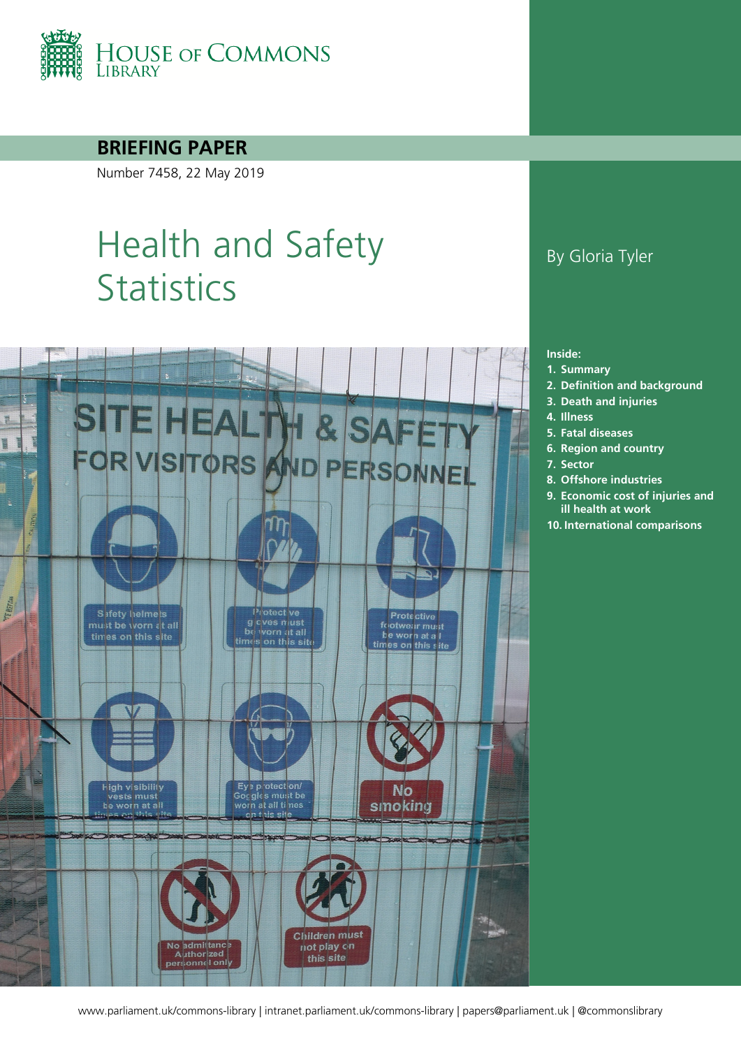HOUSE OF COMMONS LIBRARY

**BRIEFING PAPER**

Number 7458, 22 May 2019

# Health and Safety Statistics

By Gloria Tyler

**Inside:**

1. **Summary**
2. **Definition and background**
3. **Death and injuries**
4. **Illness**
5. **Fatal diseases**
6. **Region and country**
7. **Sector**
8. **Offshore industries**
9. **Economic cost of injuries and ill health at work**
10. **International comparisons**

www.parliament.uk/commons-library | intranet.parliament.uk/commons-library | papers@parliament.uk | @commonslibrary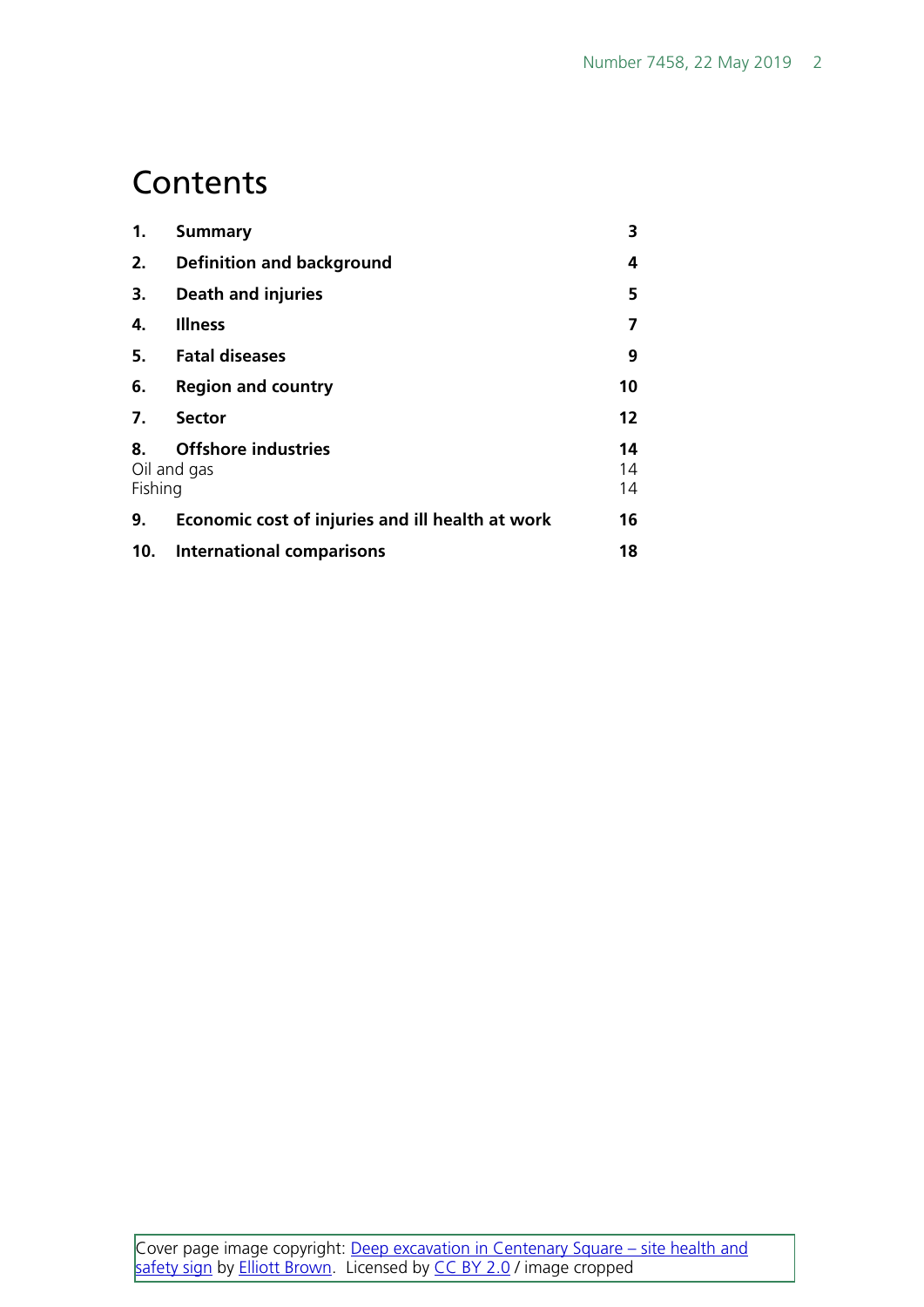# Contents

| | | |
|---|---|---|
| **1.** | **Summary** | **3** |
| **2.** | **Definition and background** | **4** |
| **3.** | **Death and injuries** | **5** |
| **4.** | **Illness** | **7** |
| **5.** | **Fatal diseases** | **9** |
| **6.** | **Region and country** | **10** |
| **7.** | **Sector** | **12** |
| **8.** | **Offshore industries** | **14** |
| | Oil and gas | 14 |
| | Fishing | 14 |
| **9.** | **Economic cost of injuries and ill health at work** | **16** |
| **10.** | **International comparisons** | **18** |

Cover page image copyright: [Deep excavation in Centenary Square – site health and safety sign]() by [Elliott Brown](). Licensed by [CC BY 2.0]() / image cropped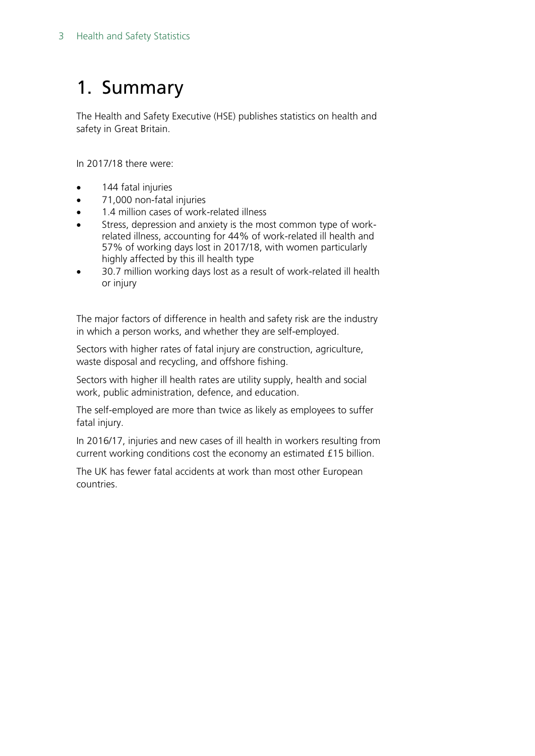# 1. Summary

The Health and Safety Executive (HSE) publishes statistics on health and safety in Great Britain.

In 2017/18 there were:

- 144 fatal injuries
- 71,000 non-fatal injuries
- 1.4 million cases of work-related illness
- Stress, depression and anxiety is the most common type of work-related illness, accounting for 44% of work-related ill health and 57% of working days lost in 2017/18, with women particularly highly affected by this ill health type
- 30.7 million working days lost as a result of work-related ill health or injury

The major factors of difference in health and safety risk are the industry in which a person works, and whether they are self-employed.

Sectors with higher rates of fatal injury are construction, agriculture, waste disposal and recycling, and offshore fishing.

Sectors with higher ill health rates are utility supply, health and social work, public administration, defence, and education.

The self-employed are more than twice as likely as employees to suffer fatal injury.

In 2016/17, injuries and new cases of ill health in workers resulting from current working conditions cost the economy an estimated £15 billion.

The UK has fewer fatal accidents at work than most other European countries.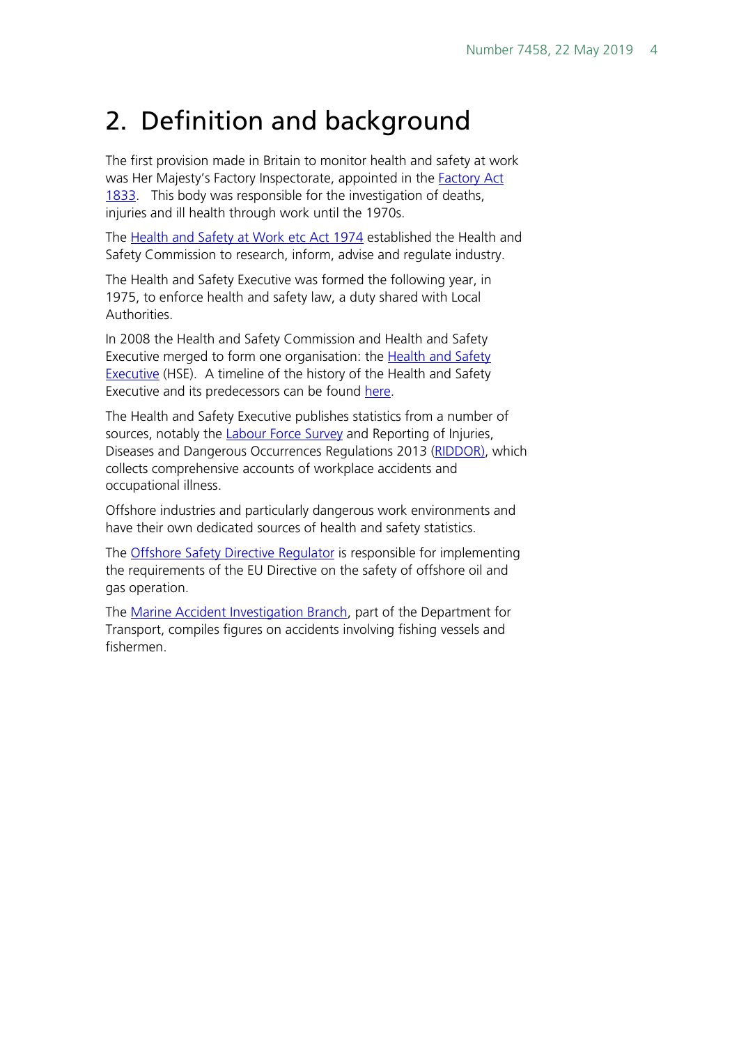# 2. Definition and background

The first provision made in Britain to monitor health and safety at work was Her Majesty's Factory Inspectorate, appointed in the Factory Act 1833. This body was responsible for the investigation of deaths, injuries and ill health through work until the 1970s.

The Health and Safety at Work etc Act 1974 established the Health and Safety Commission to research, inform, advise and regulate industry.

The Health and Safety Executive was formed the following year, in 1975, to enforce health and safety law, a duty shared with Local Authorities.

In 2008 the Health and Safety Commission and Health and Safety Executive merged to form one organisation: the Health and Safety Executive (HSE). A timeline of the history of the Health and Safety Executive and its predecessors can be found here.

The Health and Safety Executive publishes statistics from a number of sources, notably the Labour Force Survey and Reporting of Injuries, Diseases and Dangerous Occurrences Regulations 2013 (RIDDOR), which collects comprehensive accounts of workplace accidents and occupational illness.

Offshore industries and particularly dangerous work environments and have their own dedicated sources of health and safety statistics.

The Offshore Safety Directive Regulator is responsible for implementing the requirements of the EU Directive on the safety of offshore oil and gas operation.

The Marine Accident Investigation Branch, part of the Department for Transport, compiles figures on accidents involving fishing vessels and fishermen.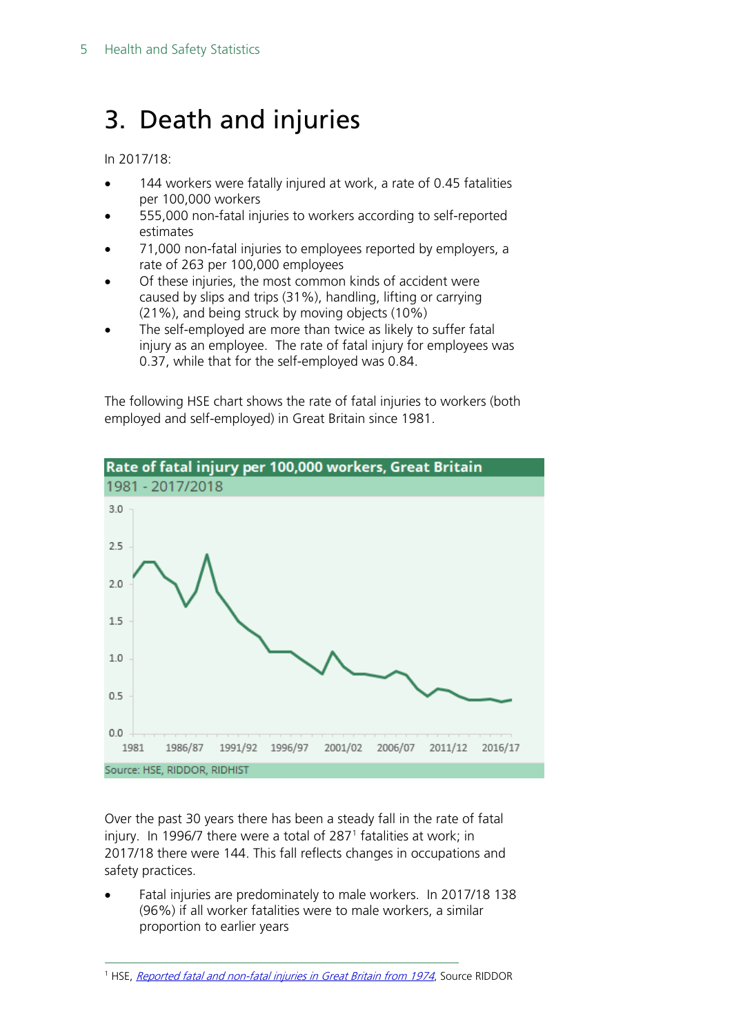# 3. Death and injuries

In 2017/18:

- 144 workers were fatally injured at work, a rate of 0.45 fatalities per 100,000 workers
- 555,000 non-fatal injuries to workers according to self-reported estimates
- 71,000 non-fatal injuries to employees reported by employers, a rate of 263 per 100,000 employees
- Of these injuries, the most common kinds of accident were caused by slips and trips (31%), handling, lifting or carrying (21%), and being struck by moving objects (10%)
- The self-employed are more than twice as likely to suffer fatal injury as an employee. The rate of fatal injury for employees was 0.37, while that for the self-employed was 0.84.

The following HSE chart shows the rate of fatal injuries to workers (both employed and self-employed) in Great Britain since 1981.

**Rate of fatal injury per 100,000 workers, Great Britain**

1981 - 2017/2018

Source: HSE, RIDDOR, RIDHIST

Over the past 30 years there has been a steady fall in the rate of fatal injury. In 1996/7 there were a total of 287[1] fatalities at work; in 2017/18 there were 144. This fall reflects changes in occupations and safety practices.

- Fatal injuries are predominately to male workers. In 2017/18 138 (96%) if all worker fatalities were to male workers, a similar proportion to earlier years

[1] HSE, *Reported fatal and non-fatal injuries in Great Britain from 1974*, Source RIDDOR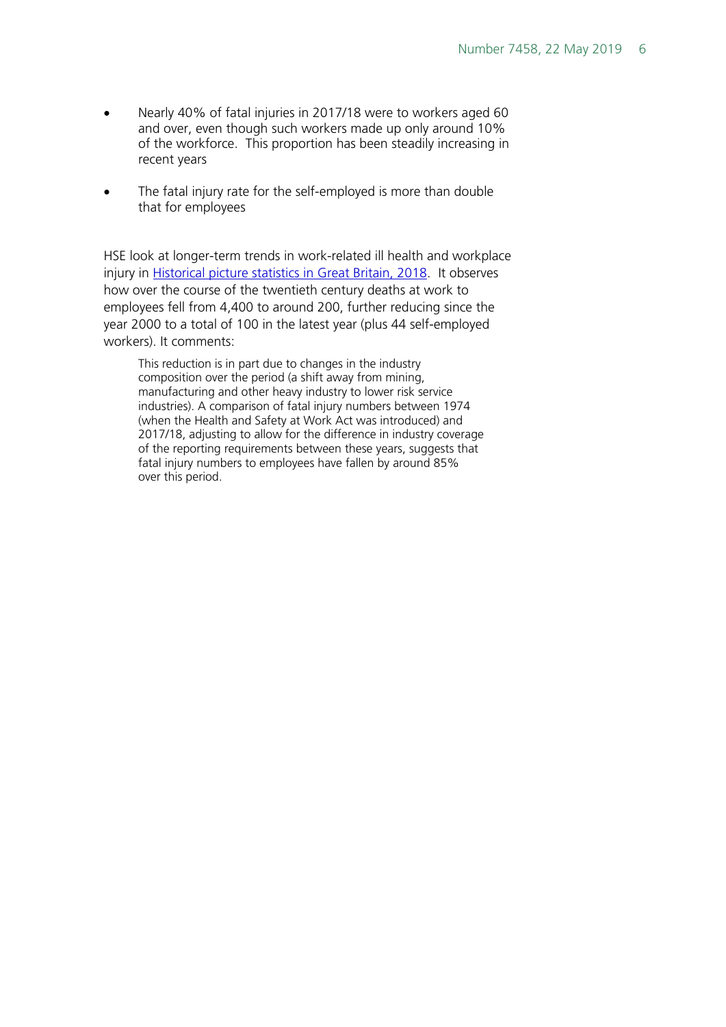- Nearly 40% of fatal injuries in 2017/18 were to workers aged 60 and over, even though such workers made up only around 10% of the workforce. This proportion has been steadily increasing in recent years

- The fatal injury rate for the self-employed is more than double that for employees

HSE look at longer-term trends in work-related ill health and workplace injury in [Historical picture statistics in Great Britain, 2018](). It observes how over the course of the twentieth century deaths at work to employees fell from 4,400 to around 200, further reducing since the year 2000 to a total of 100 in the latest year (plus 44 self-employed workers). It comments:

> This reduction is in part due to changes in the industry composition over the period (a shift away from mining, manufacturing and other heavy industry to lower risk service industries). A comparison of fatal injury numbers between 1974 (when the Health and Safety at Work Act was introduced) and 2017/18, adjusting to allow for the difference in industry coverage of the reporting requirements between these years, suggests that fatal injury numbers to employees have fallen by around 85% over this period.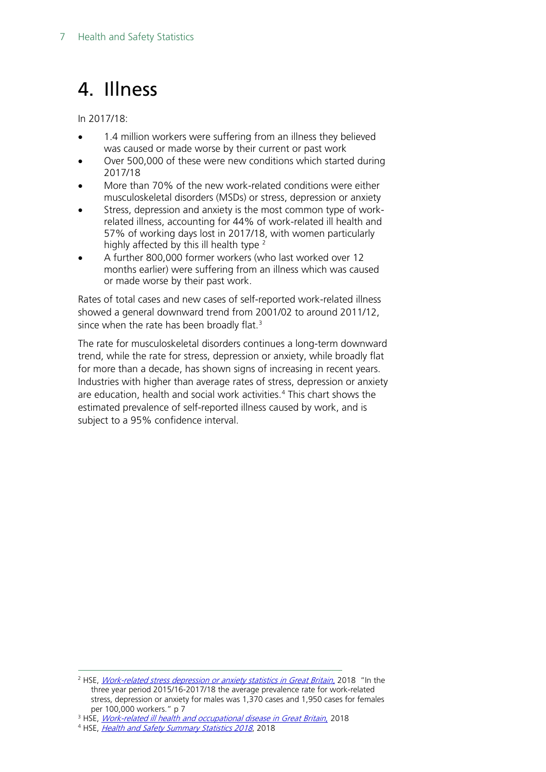# 4. Illness

In 2017/18:

- 1.4 million workers were suffering from an illness they believed was caused or made worse by their current or past work
- Over 500,000 of these were new conditions which started during 2017/18
- More than 70% of the new work-related conditions were either musculoskeletal disorders (MSDs) or stress, depression or anxiety
- Stress, depression and anxiety is the most common type of work-related illness, accounting for 44% of work-related ill health and 57% of working days lost in 2017/18, with women particularly highly affected by this ill health type [2]
- A further 800,000 former workers (who last worked over 12 months earlier) were suffering from an illness which was caused or made worse by their past work.

Rates of total cases and new cases of self-reported work-related illness showed a general downward trend from 2001/02 to around 2011/12, since when the rate has been broadly flat.[3]

The rate for musculoskeletal disorders continues a long-term downward trend, while the rate for stress, depression or anxiety, while broadly flat for more than a decade, has shown signs of increasing in recent years. Industries with higher than average rates of stress, depression or anxiety are education, health and social work activities.[4] This chart shows the estimated prevalence of self-reported illness caused by work, and is subject to a 95% confidence interval.

---

[2] HSE, *Work-related stress depression or anxiety statistics in Great Britain*, 2018 "In the three year period 2015/16-2017/18 the average prevalence rate for work-related stress, depression or anxiety for males was 1,370 cases and 1,950 cases for females per 100,000 workers." p 7

[3] HSE, *Work-related ill health and occupational disease in Great Britain*, 2018

[4] HSE, *Health and Safety Summary Statistics 2018*, 2018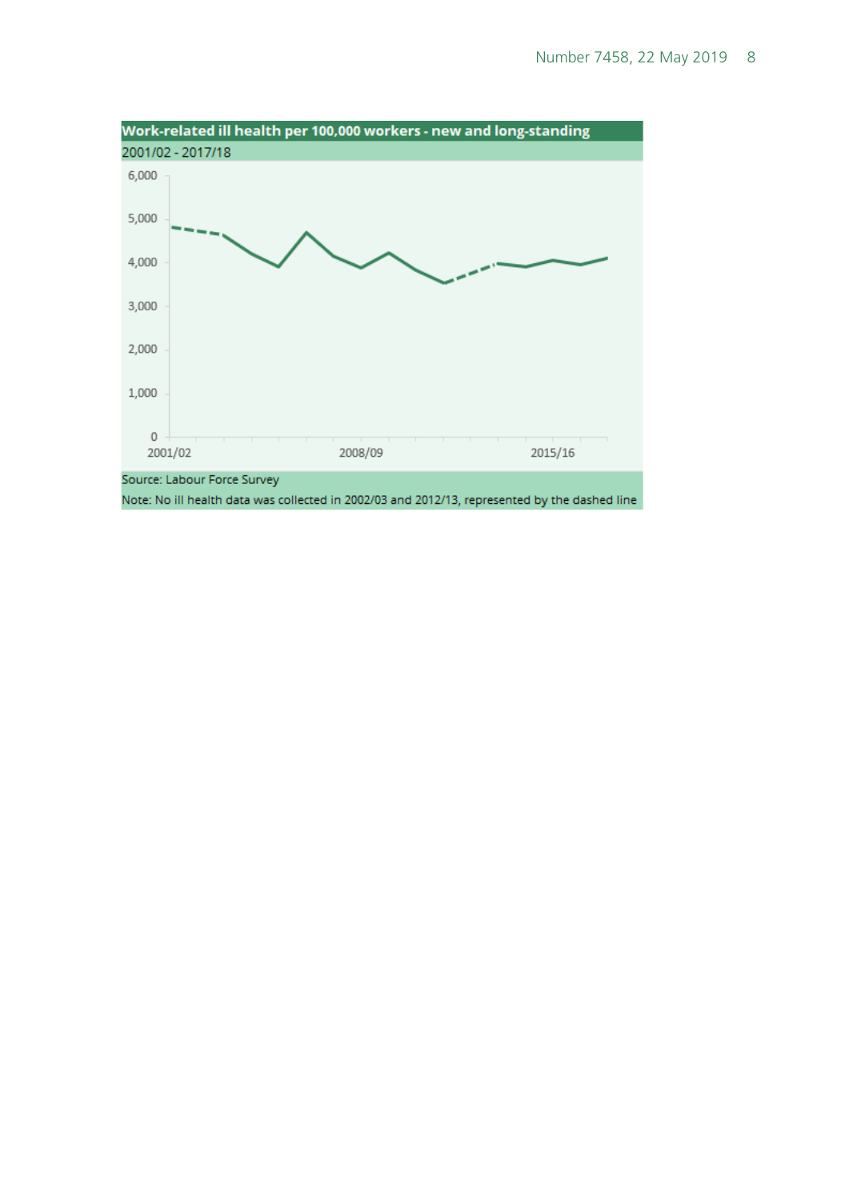**Work-related ill health per 100,000 workers - new and long-standing**

2001/02 - 2017/18

Source: Labour Force Survey

Note: No ill health data was collected in 2002/03 and 2012/13, represented by the dashed line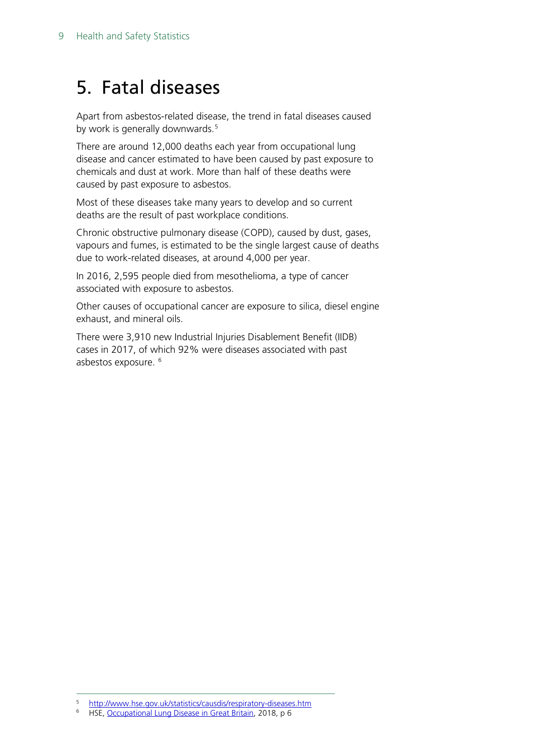# 5. Fatal diseases

Apart from asbestos-related disease, the trend in fatal diseases caused by work is generally downwards.[5]

There are around 12,000 deaths each year from occupational lung disease and cancer estimated to have been caused by past exposure to chemicals and dust at work. More than half of these deaths were caused by past exposure to asbestos.

Most of these diseases take many years to develop and so current deaths are the result of past workplace conditions.

Chronic obstructive pulmonary disease (COPD), caused by dust, gases, vapours and fumes, is estimated to be the single largest cause of deaths due to work-related diseases, at around 4,000 per year.

In 2016, 2,595 people died from mesothelioma, a type of cancer associated with exposure to asbestos.

Other causes of occupational cancer are exposure to silica, diesel engine exhaust, and mineral oils.

There were 3,910 new Industrial Injuries Disablement Benefit (IIDB) cases in 2017, of which 92% were diseases associated with past asbestos exposure. [6]

---

[5] http://www.hse.gov.uk/statistics/causdis/respiratory-diseases.htm

[6] HSE, Occupational Lung Disease in Great Britain, 2018, p 6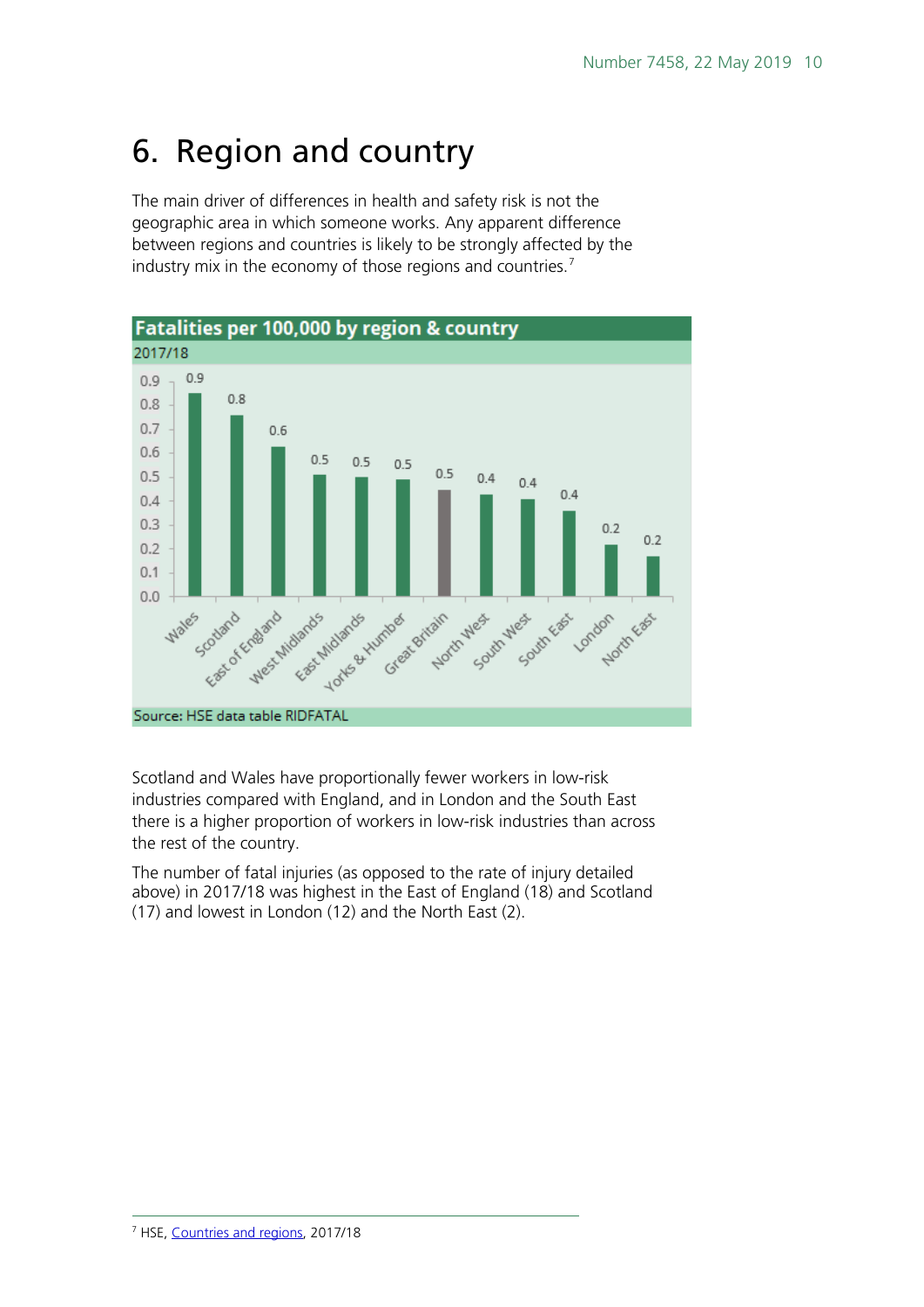# 6. Region and country

The main driver of differences in health and safety risk is not the geographic area in which someone works. Any apparent difference between regions and countries is likely to be strongly affected by the industry mix in the economy of those regions and countries.[7]

**Fatalities per 100,000 by region & country**

2017/18

| Region / country | Fatalities per 100,000 |
|---|---|
| Wales | 0.9 |
| Scotland | 0.8 |
| East of England | 0.6 |
| West Midlands | 0.5 |
| East Midlands | 0.5 |
| Yorks & Humber | 0.5 |
| Great Britain | 0.5 |
| North West | 0.4 |
| South West | 0.4 |
| South East | 0.4 |
| London | 0.2 |
| North East | 0.2 |

Source: HSE data table RIDFATAL

Scotland and Wales have proportionally fewer workers in low-risk industries compared with England, and in London and the South East there is a higher proportion of workers in low-risk industries than across the rest of the country.

The number of fatal injuries (as opposed to the rate of injury detailed above) in 2017/18 was highest in the East of England (18) and Scotland (17) and lowest in London (12) and the North East (2).

---

[7] HSE, Countries and regions, 2017/18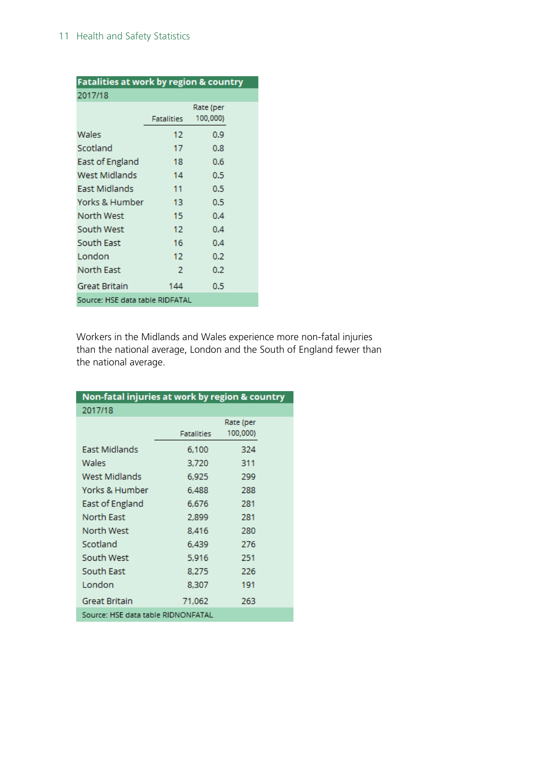**Fatalities at work by region & country**

2017/18

| | Fatalities | Rate (per 100,000) |
|---|---|---|
| Wales | 12 | 0.9 |
| Scotland | 17 | 0.8 |
| East of England | 18 | 0.6 |
| West Midlands | 14 | 0.5 |
| East Midlands | 11 | 0.5 |
| Yorks & Humber | 13 | 0.5 |
| North West | 15 | 0.4 |
| South West | 12 | 0.4 |
| South East | 16 | 0.4 |
| London | 12 | 0.2 |
| North East | 2 | 0.2 |
| Great Britain | 144 | 0.5 |

Source: HSE data table RIDFATAL

Workers in the Midlands and Wales experience more non-fatal injuries than the national average, London and the South of England fewer than the national average.

**Non-fatal injuries at work by region & country**

2017/18

| | Fatalities | Rate (per 100,000) |
|---|---|---|
| East Midlands | 6,100 | 324 |
| Wales | 3,720 | 311 |
| West Midlands | 6,925 | 299 |
| Yorks & Humber | 6,488 | 288 |
| East of England | 6,676 | 281 |
| North East | 2,899 | 281 |
| North West | 8,416 | 280 |
| Scotland | 6,439 | 276 |
| South West | 5,916 | 251 |
| South East | 8,275 | 226 |
| London | 8,307 | 191 |
| Great Britain | 71,062 | 263 |

Source: HSE data table RIDNONFATAL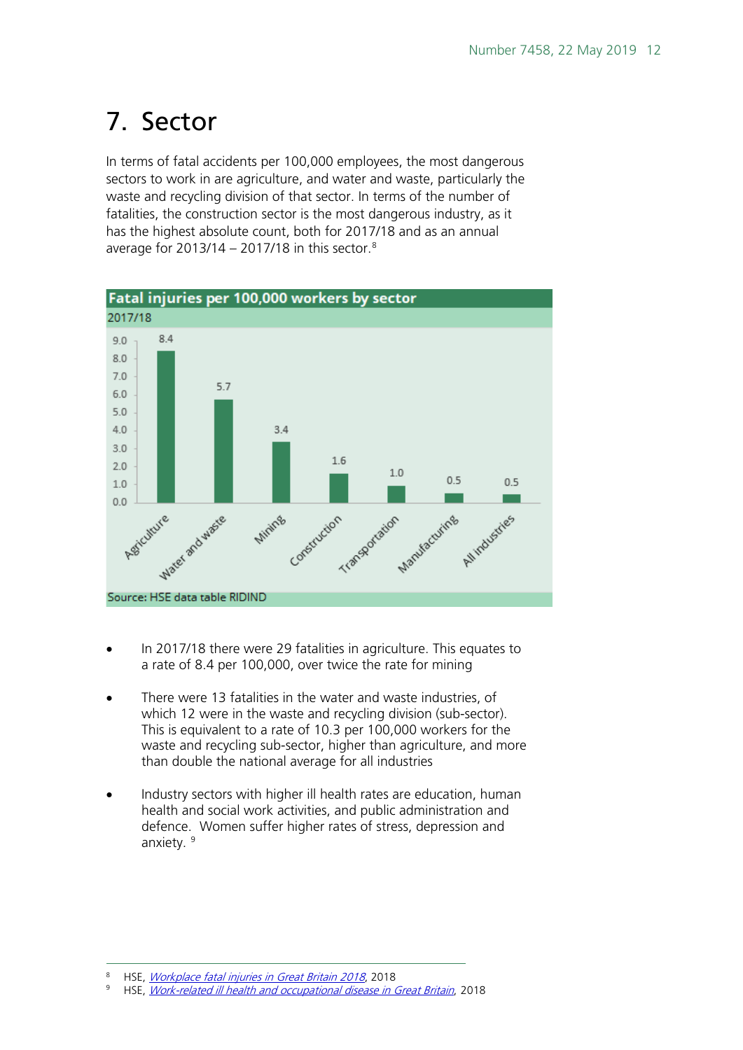# 7. Sector

In terms of fatal accidents per 100,000 employees, the most dangerous sectors to work in are agriculture, and water and waste, particularly the waste and recycling division of that sector. In terms of the number of fatalities, the construction sector is the most dangerous industry, as it has the highest absolute count, both for 2017/18 and as an annual average for 2013/14 – 2017/18 in this sector.[8]

**Fatal injuries per 100,000 workers by sector**

2017/18

| Sector | Rate |
|---|---|
| Agriculture | 8.4 |
| Water and waste | 5.7 |
| Mining | 3.4 |
| Construction | 1.6 |
| Transportation | 1.0 |
| Manufacturing | 0.5 |
| All industries | 0.5 |

Source: HSE data table RIDIND

- In 2017/18 there were 29 fatalities in agriculture. This equates to a rate of 8.4 per 100,000, over twice the rate for mining

- There were 13 fatalities in the water and waste industries, of which 12 were in the waste and recycling division (sub-sector). This is equivalent to a rate of 10.3 per 100,000 workers for the waste and recycling sub-sector, higher than agriculture, and more than double the national average for all industries

- Industry sectors with higher ill health rates are education, human health and social work activities, and public administration and defence. Women suffer higher rates of stress, depression and anxiety. [9]

[8] HSE, *Workplace fatal injuries in Great Britain 2018*, 2018

[9] HSE, *Work-related ill health and occupational disease in Great Britain*, 2018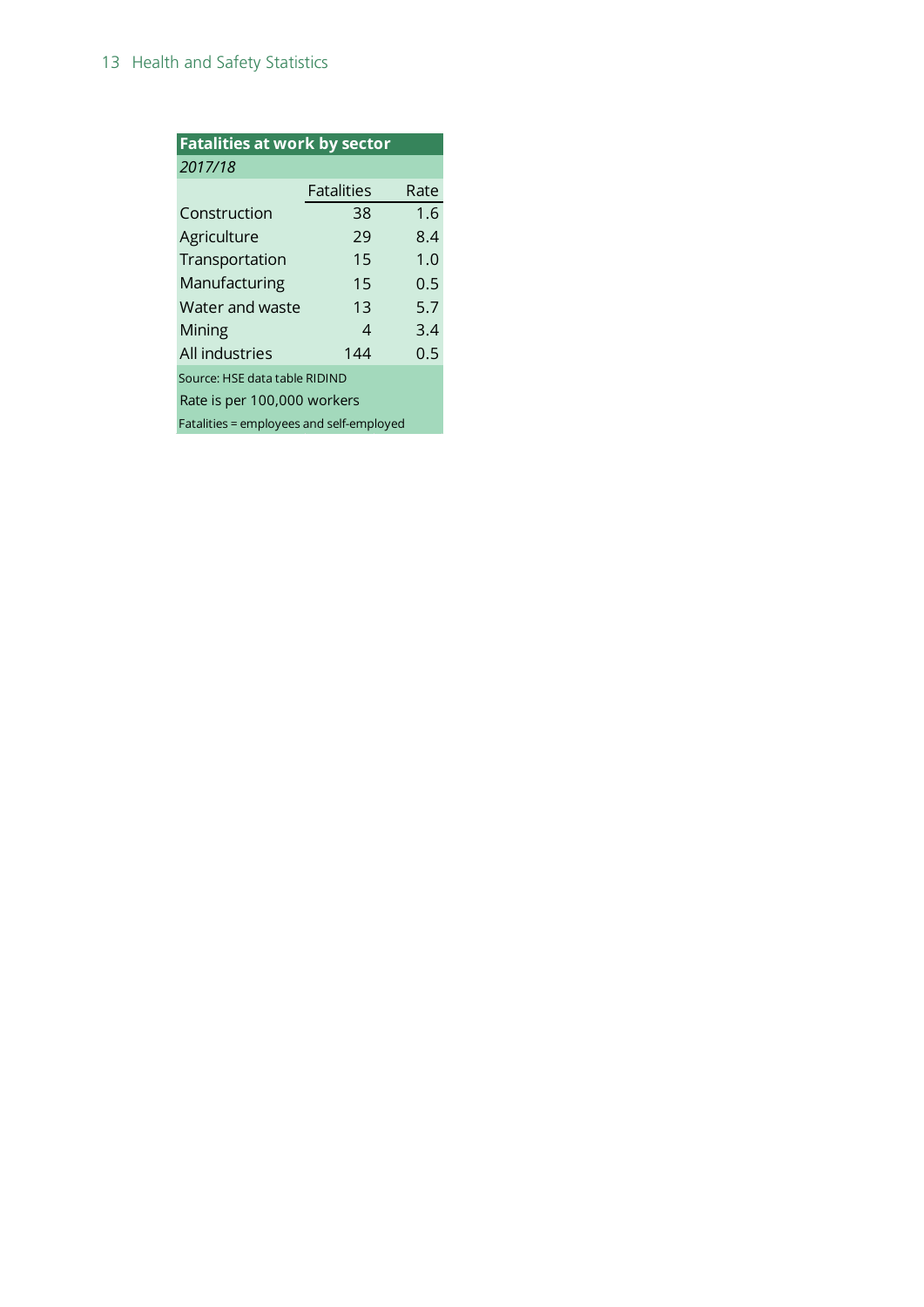**Fatalities at work by sector**

*2017/18*

| | Fatalities | Rate |
|---|---|---|
| Construction | 38 | 1.6 |
| Agriculture | 29 | 8.4 |
| Transportation | 15 | 1.0 |
| Manufacturing | 15 | 0.5 |
| Water and waste | 13 | 5.7 |
| Mining | 4 | 3.4 |
| All industries | 144 | 0.5 |

Source: HSE data table RIDIND

Rate is per 100,000 workers

Fatalities = employees and self-employed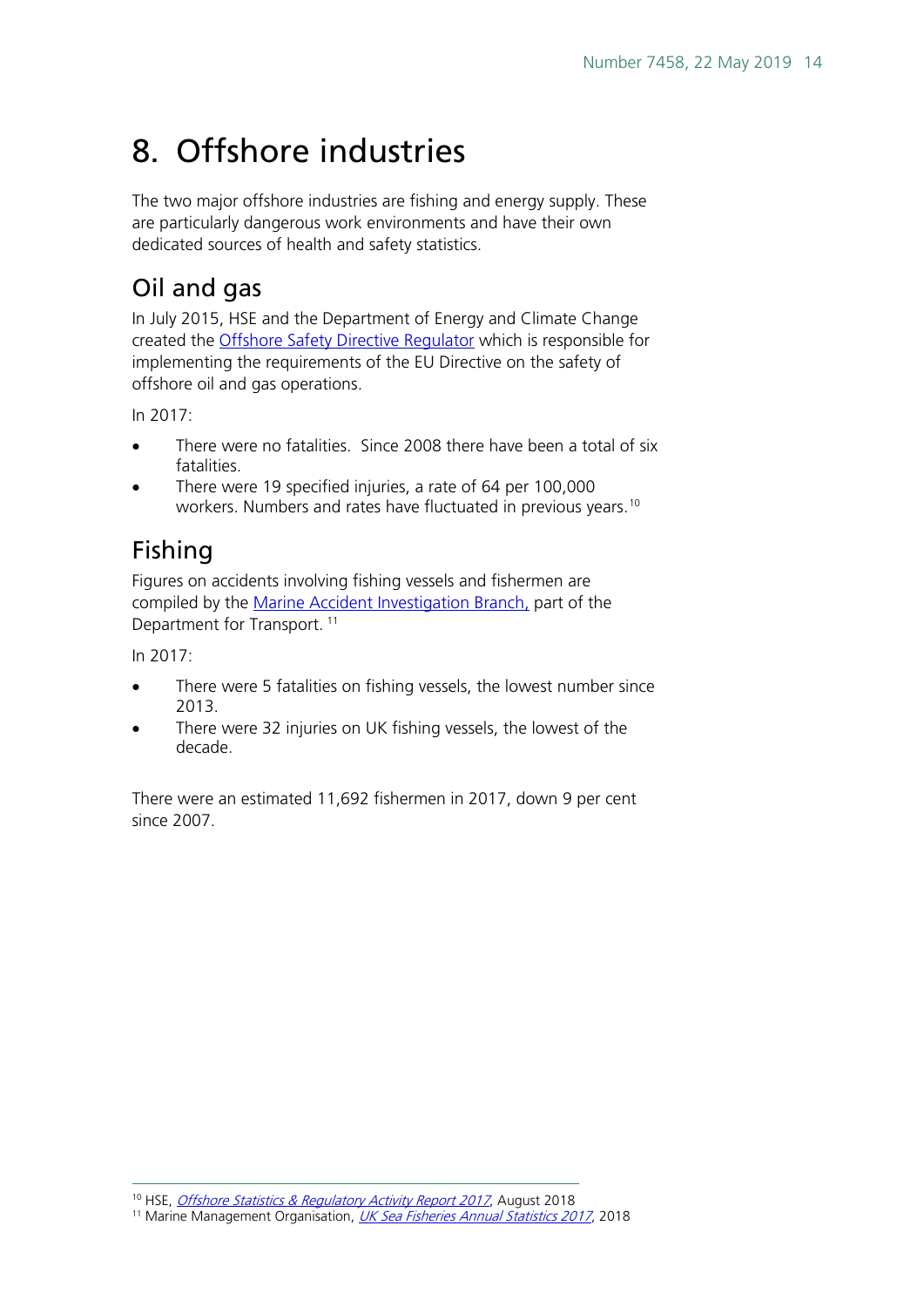# 8. Offshore industries

The two major offshore industries are fishing and energy supply. These are particularly dangerous work environments and have their own dedicated sources of health and safety statistics.

## Oil and gas

In July 2015, HSE and the Department of Energy and Climate Change created the [Offshore Safety Directive Regulator] which is responsible for implementing the requirements of the EU Directive on the safety of offshore oil and gas operations.

In 2017:

- There were no fatalities. Since 2008 there have been a total of six fatalities.
- There were 19 specified injuries, a rate of 64 per 100,000 workers. Numbers and rates have fluctuated in previous years.[10]

## Fishing

Figures on accidents involving fishing vessels and fishermen are compiled by the [Marine Accident Investigation Branch,] part of the Department for Transport. [11]

In 2017:

- There were 5 fatalities on fishing vessels, the lowest number since 2013.
- There were 32 injuries on UK fishing vessels, the lowest of the decade.

There were an estimated 11,692 fishermen in 2017, down 9 per cent since 2007.

---

[10] HSE, *Offshore Statistics & Regulatory Activity Report 2017*, August 2018

[11] Marine Management Organisation, *UK Sea Fisheries Annual Statistics 2017*, 2018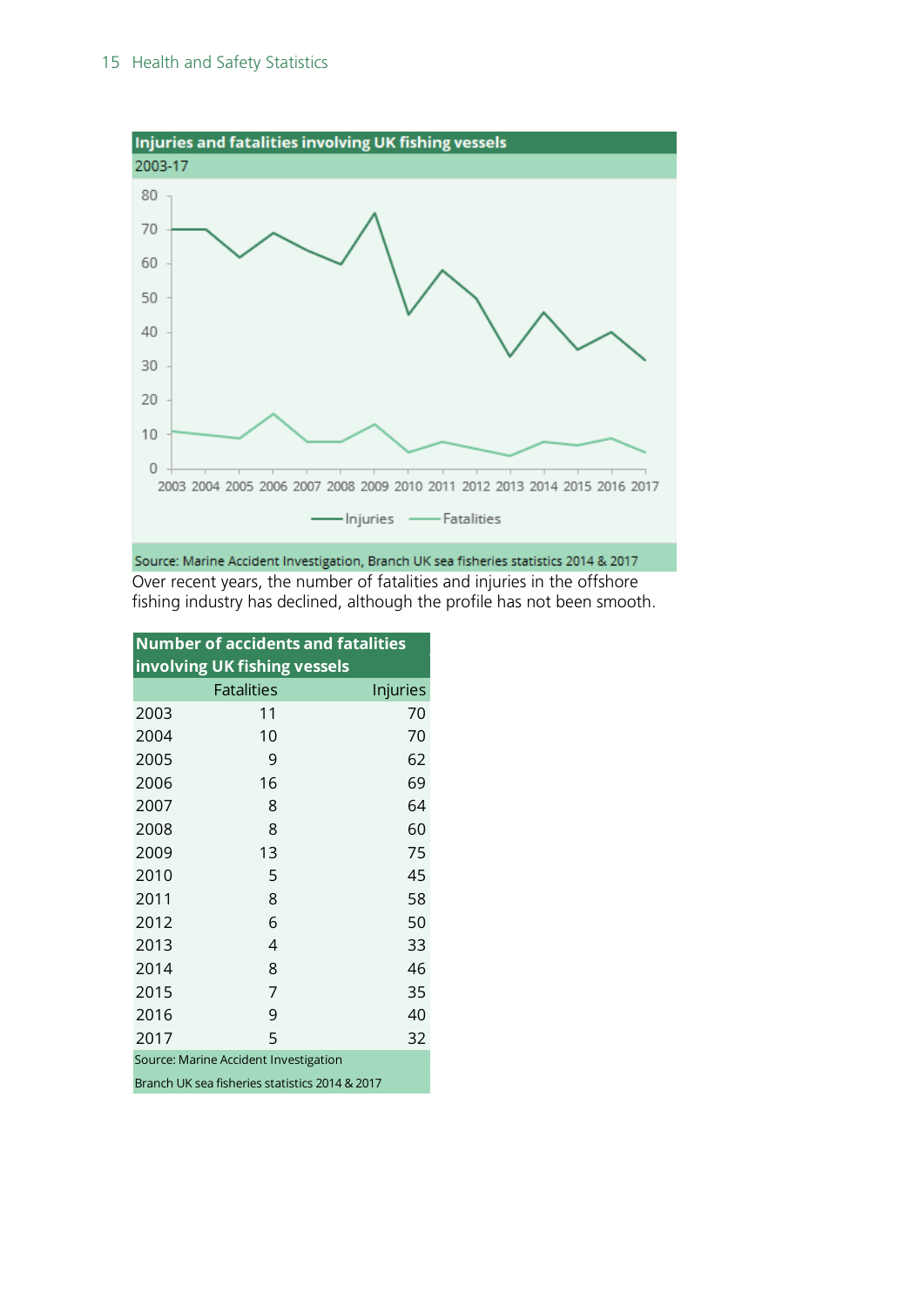**Injuries and fatalities involving UK fishing vessels**

2003-17

Source: Marine Accident Investigation, Branch UK sea fisheries statistics 2014 & 2017

Over recent years, the number of fatalities and injuries in the offshore fishing industry has declined, although the profile has not been smooth.

**Number of accidents and fatalities involving UK fishing vessels**

| | Fatalities | Injuries |
|---|---|---|
| 2003 | 11 | 70 |
| 2004 | 10 | 70 |
| 2005 | 9 | 62 |
| 2006 | 16 | 69 |
| 2007 | 8 | 64 |
| 2008 | 8 | 60 |
| 2009 | 13 | 75 |
| 2010 | 5 | 45 |
| 2011 | 8 | 58 |
| 2012 | 6 | 50 |
| 2013 | 4 | 33 |
| 2014 | 8 | 46 |
| 2015 | 7 | 35 |
| 2016 | 9 | 40 |
| 2017 | 5 | 32 |

Source: Marine Accident Investigation Branch UK sea fisheries statistics 2014 & 2017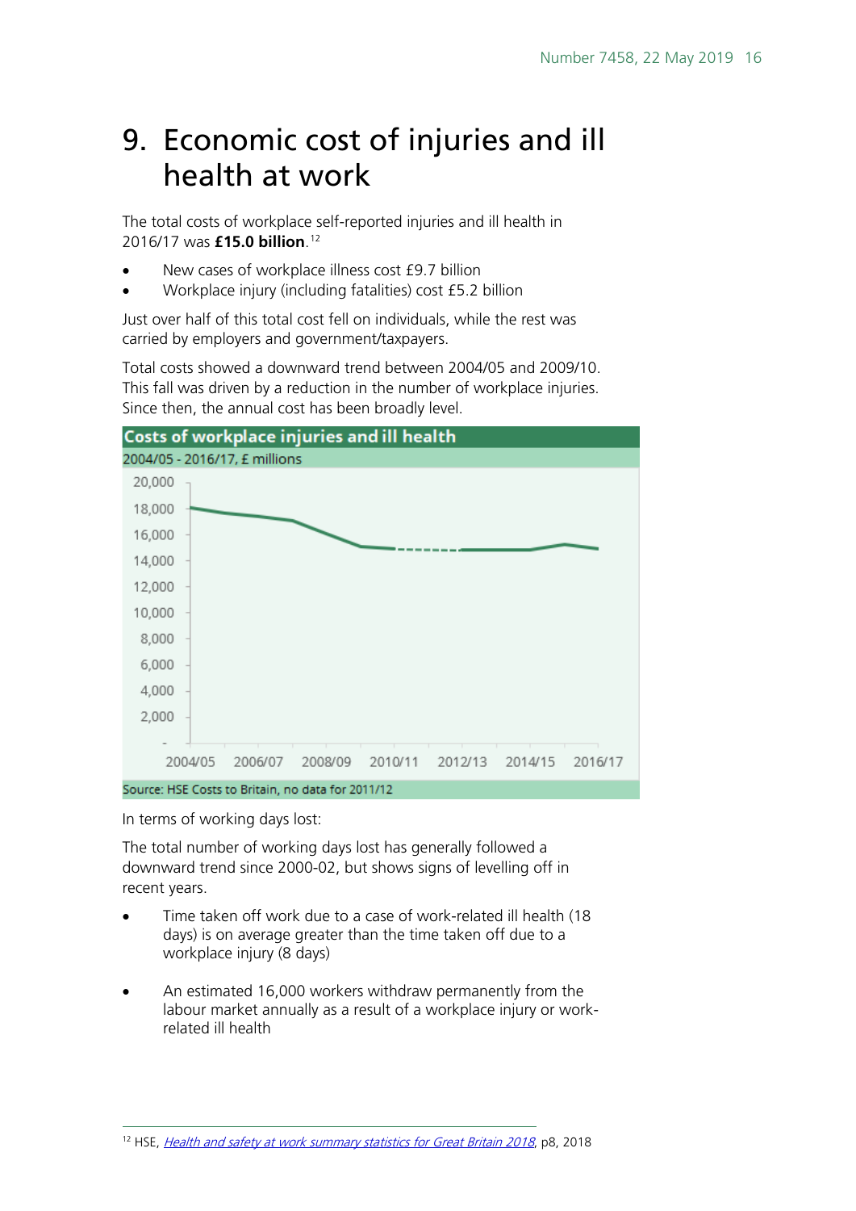# 9. Economic cost of injuries and ill health at work

The total costs of workplace self-reported injuries and ill health in 2016/17 was **£15.0 billion**.[12]

- New cases of workplace illness cost £9.7 billion
- Workplace injury (including fatalities) cost £5.2 billion

Just over half of this total cost fell on individuals, while the rest was carried by employers and government/taxpayers.

Total costs showed a downward trend between 2004/05 and 2009/10. This fall was driven by a reduction in the number of workplace injuries. Since then, the annual cost has been broadly level.

**Costs of workplace injuries and ill health**

2004/05 - 2016/17, £ millions

Source: HSE Costs to Britain, no data for 2011/12

In terms of working days lost:

The total number of working days lost has generally followed a downward trend since 2000-02, but shows signs of levelling off in recent years.

- Time taken off work due to a case of work-related ill health (18 days) is on average greater than the time taken off due to a workplace injury (8 days)
- An estimated 16,000 workers withdraw permanently from the labour market annually as a result of a workplace injury or work-related ill health

[12] HSE, *Health and safety at work summary statistics for Great Britain 2018*, p8, 2018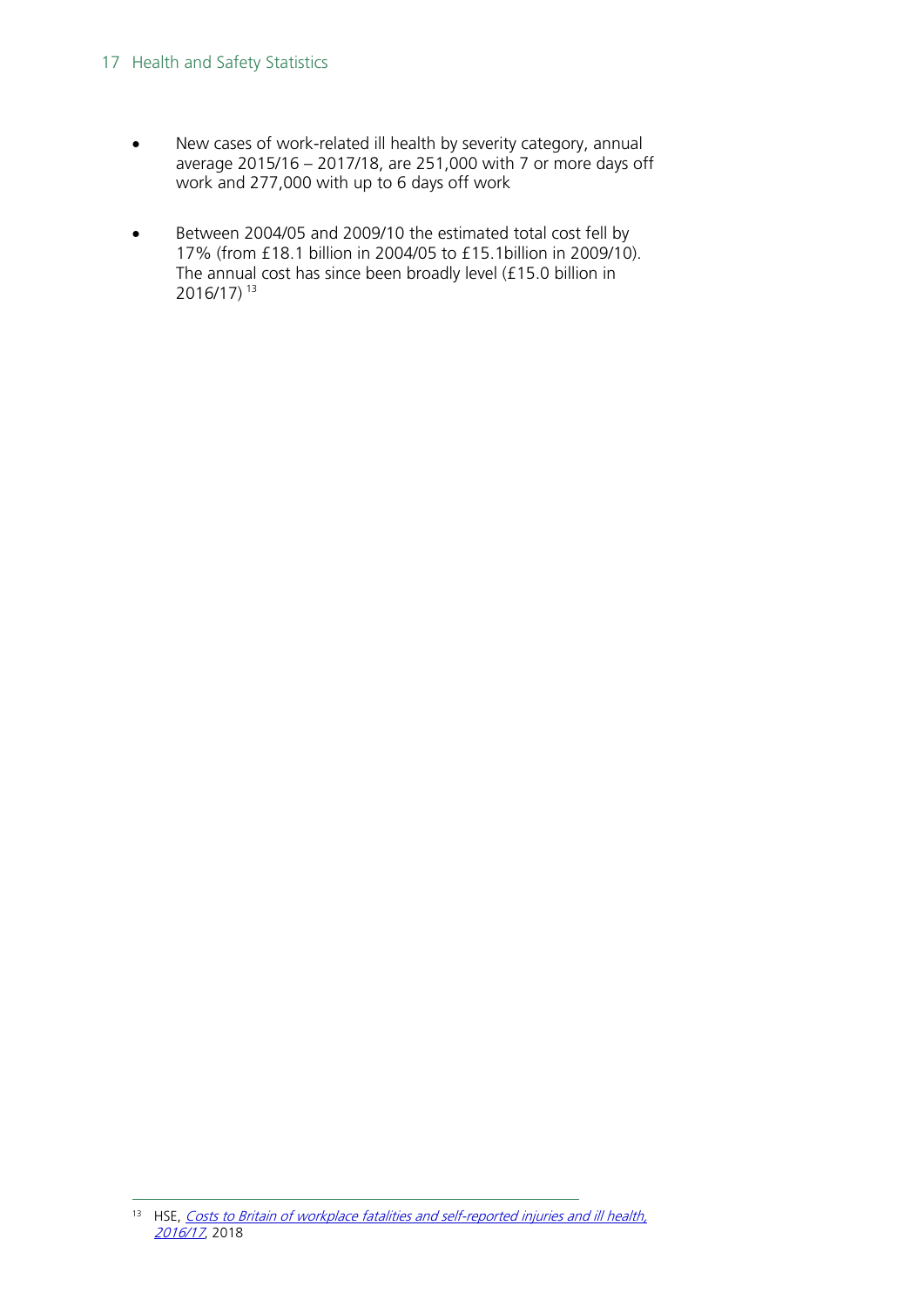- New cases of work-related ill health by severity category, annual average 2015/16 – 2017/18, are 251,000 with 7 or more days off work and 277,000 with up to 6 days off work

- Between 2004/05 and 2009/10 the estimated total cost fell by 17% (from £18.1 billion in 2004/05 to £15.1billion in 2009/10). The annual cost has since been broadly level (£15.0 billion in 2016/17) [13]

---

[13] HSE, *Costs to Britain of workplace fatalities and self-reported injuries and ill health, 2016/17*, 2018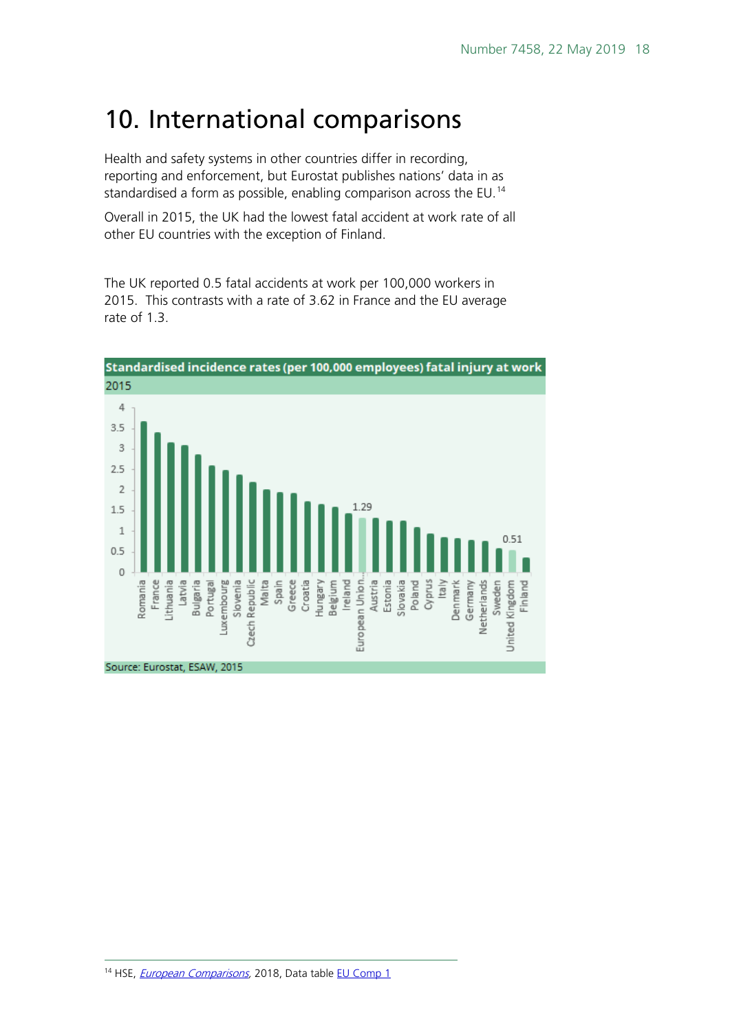# 10. International comparisons

Health and safety systems in other countries differ in recording, reporting and enforcement, but Eurostat publishes nations' data in as standardised a form as possible, enabling comparison across the EU.[14]

Overall in 2015, the UK had the lowest fatal accident at work rate of all other EU countries with the exception of Finland.

The UK reported 0.5 fatal accidents at work per 100,000 workers in 2015. This contrasts with a rate of 3.62 in France and the EU average rate of 1.3.

**Standardised incidence rates (per 100,000 employees) fatal injury at work**

2015

Source: Eurostat, ESAW, 2015

[14] HSE, *European Comparisons*, 2018, Data table EU Comp 1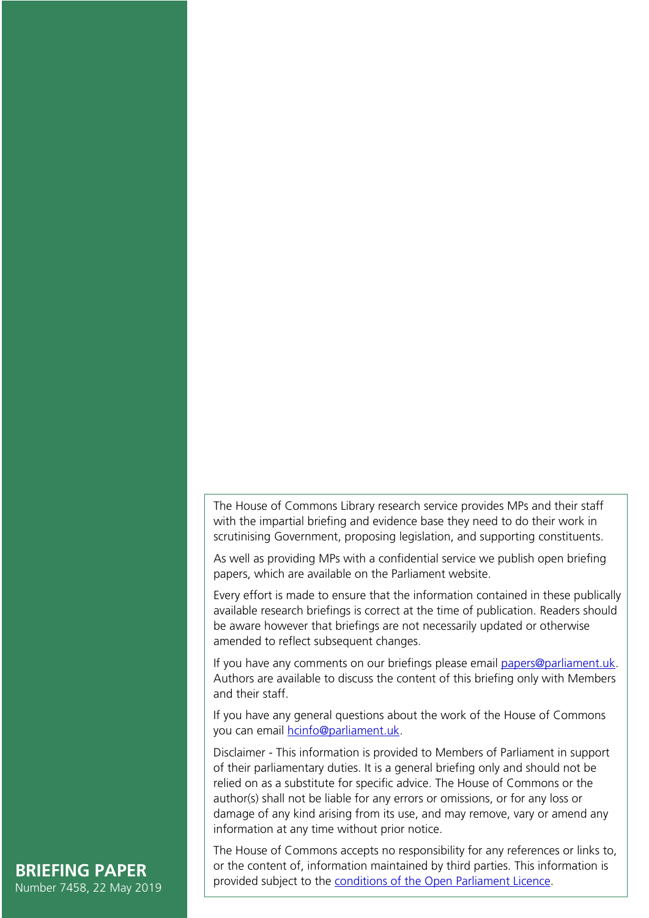The House of Commons Library research service provides MPs and their staff with the impartial briefing and evidence base they need to do their work in scrutinising Government, proposing legislation, and supporting constituents.

As well as providing MPs with a confidential service we publish open briefing papers, which are available on the Parliament website.

Every effort is made to ensure that the information contained in these publically available research briefings is correct at the time of publication. Readers should be aware however that briefings are not necessarily updated or otherwise amended to reflect subsequent changes.

If you have any comments on our briefings please email papers@parliament.uk. Authors are available to discuss the content of this briefing only with Members and their staff.

If you have any general questions about the work of the House of Commons you can email hcinfo@parliament.uk.

Disclaimer - This information is provided to Members of Parliament in support of their parliamentary duties. It is a general briefing only and should not be relied on as a substitute for specific advice. The House of Commons or the author(s) shall not be liable for any errors or omissions, or for any loss or damage of any kind arising from its use, and may remove, vary or amend any information at any time without prior notice.

The House of Commons accepts no responsibility for any references or links to, or the content of, information maintained by third parties. This information is provided subject to the conditions of the Open Parliament Licence.

**BRIEFING PAPER**
Number 7458, 22 May 2019